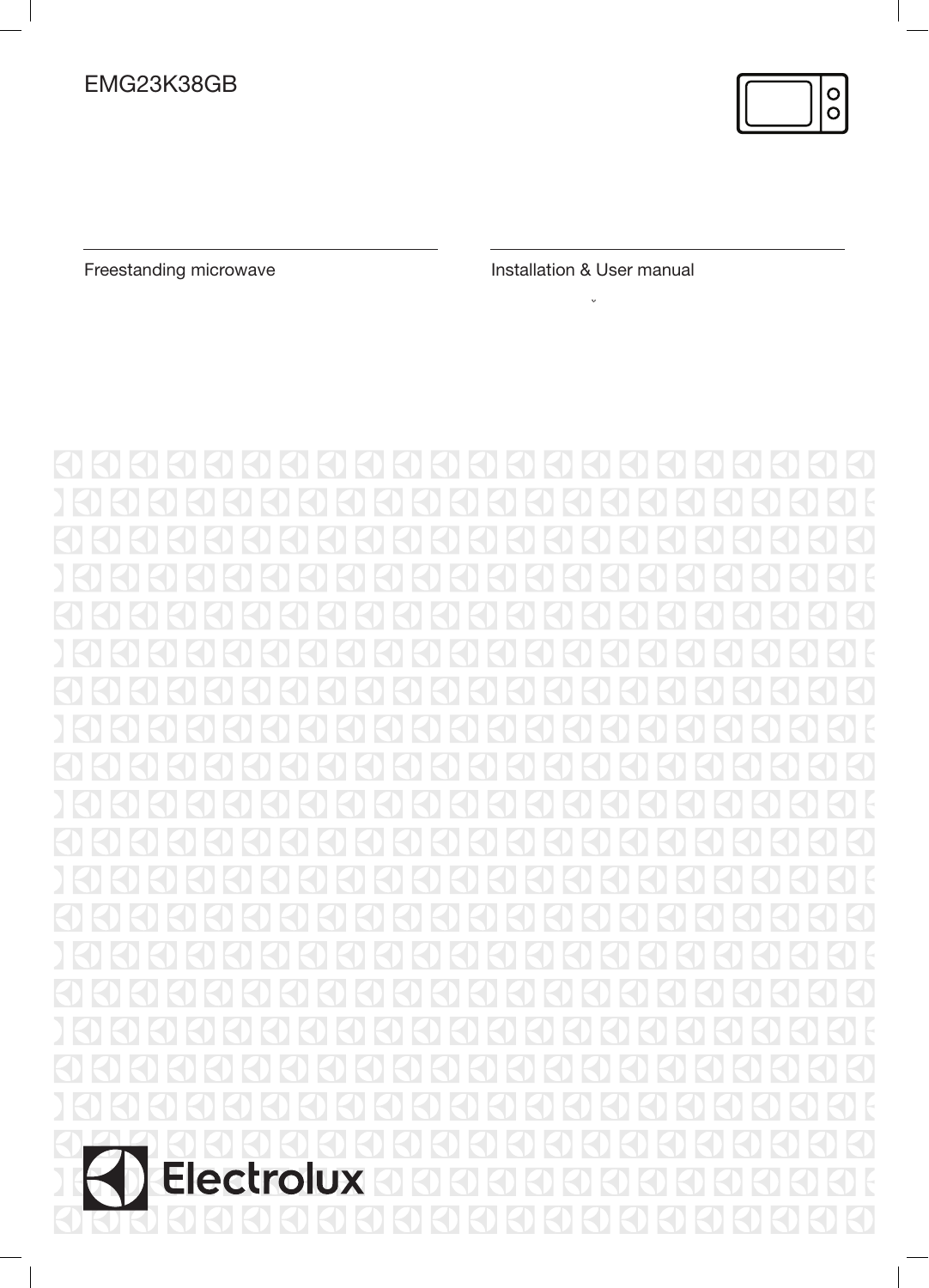EMG23K38GB

Freestanding microwave

Installation & User manual

Electrolux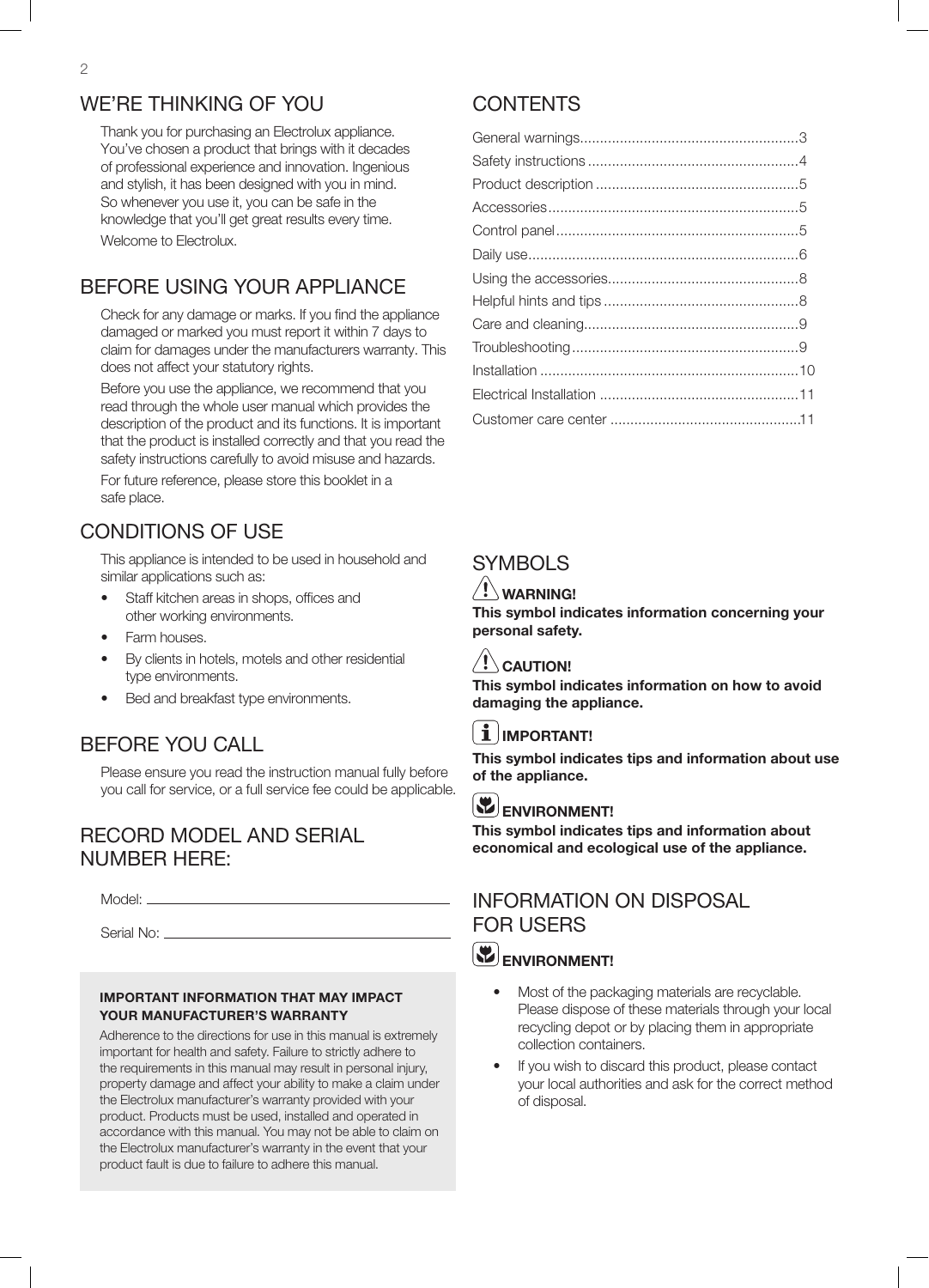## WE'RE THINKING OF YOU

Thank you for purchasing an Electrolux appliance. You've chosen a product that brings with it decades of professional experience and innovation. Ingenious and stylish, it has been designed with you in mind. So whenever you use it, you can be safe in the knowledge that you'll get great results every time.

Welcome to Electrolux.

## BEFORE USING YOUR APPLIANCE

Check for any damage or marks. If you find the appliance damaged or marked you must report it within 7 days to claim for damages under the manufacturers warranty. This does not affect your statutory rights.

Before you use the appliance, we recommend that you read through the whole user manual which provides the description of the product and its functions. It is important that the product is installed correctly and that you read the safety instructions carefully to avoid misuse and hazards.

For future reference, please store this booklet in a safe place.

## CONDITIONS OF USE

This appliance is intended to be used in household and similar applications such as:

- Staff kitchen areas in shops, offices and other working environments.
- Farm houses.
- By clients in hotels, motels and other residential type environments.
- Bed and breakfast type environments.

## BEFORE YOU CALL

Please ensure you read the instruction manual fully before you call for service, or a full service fee could be applicable.

## RECORD MODEL AND SERIAL NUMBER HERE:

Model: ______________________________

Serial No: ______________________________

**IMPORTANT INFORMATION THAT MAY IMPACT YOUR MANUFACTURER'S WARRANTY**

Adherence to the directions for use in this manual is extremely important for health and safety. Failure to strictly adhere to the requirements in this manual may result in personal injury, property damage and affect your ability to make a claim under the Electrolux manufacturer's warranty provided with your product. Products must be used, installed and operated in accordance with this manual. You may not be able to claim on the Electrolux manufacturer's warranty in the event that your product fault is due to failure to adhere this manual.

## CONTENTS

General warnings.......................................................3
Safety instructions .....................................................4
Product description ...................................................5
Accessories...............................................................5
Control panel.............................................................5
Daily use....................................................................6
Using the accessories................................................8
Helpful hints and tips .................................................8
Care and cleaning......................................................9
Troubleshooting.........................................................9
Installation ...............................................................10
Electrical Installation .................................................11
Customer care center ...............................................11

## SYMBOLS

**WARNING!**
**This symbol indicates information concerning your personal safety.**

**CAUTION!**
**This symbol indicates information on how to avoid damaging the appliance.**

**IMPORTANT!**
**This symbol indicates tips and information about use of the appliance.**

**ENVIRONMENT!**
**This symbol indicates tips and information about economical and ecological use of the appliance.**

## INFORMATION ON DISPOSAL FOR USERS

**ENVIRONMENT!**

- Most of the packaging materials are recyclable. Please dispose of these materials through your local recycling depot or by placing them in appropriate collection containers.
- If you wish to discard this product, please contact your local authorities and ask for the correct method of disposal.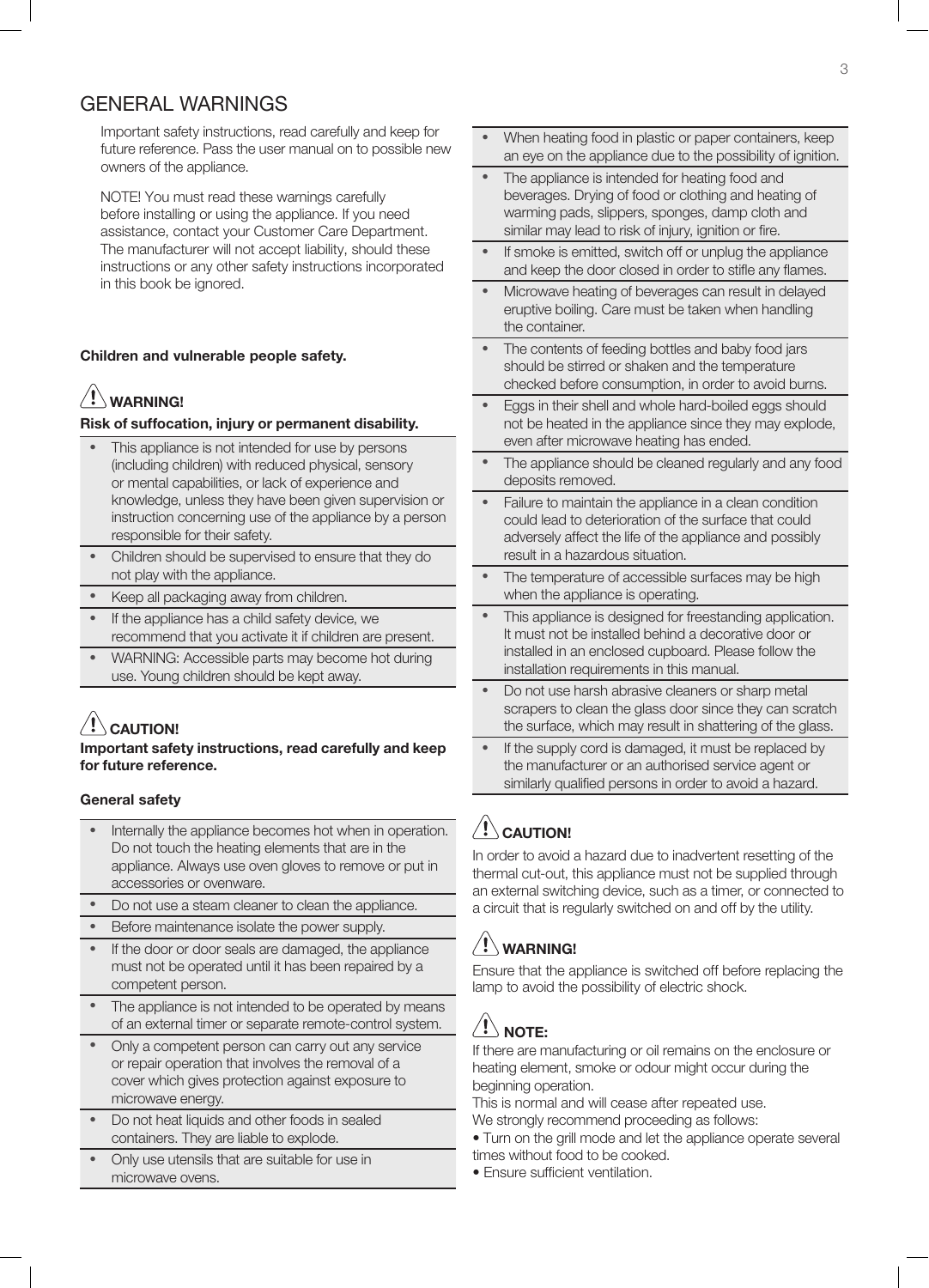# GENERAL WARNINGS

Important safety instructions, read carefully and keep for future reference. Pass the user manual on to possible new owners of the appliance.

NOTE! You must read these warnings carefully before installing or using the appliance. If you need assistance, contact your Customer Care Department. The manufacturer will not accept liability, should these instructions or any other safety instructions incorporated in this book be ignored.

**Children and vulnerable people safety.**

**⚠ WARNING!**

**Risk of suffocation, injury or permanent disability.**

- This appliance is not intended for use by persons (including children) with reduced physical, sensory or mental capabilities, or lack of experience and knowledge, unless they have been given supervision or instruction concerning use of the appliance by a person responsible for their safety.
- Children should be supervised to ensure that they do not play with the appliance.
- Keep all packaging away from children.
- If the appliance has a child safety device, we recommend that you activate it if children are present.
- WARNING: Accessible parts may become hot during use. Young children should be kept away.

**⚠ CAUTION!**

**Important safety instructions, read carefully and keep for future reference.**

**General safety**

- Internally the appliance becomes hot when in operation. Do not touch the heating elements that are in the appliance. Always use oven gloves to remove or put in accessories or ovenware.
- Do not use a steam cleaner to clean the appliance.
- Before maintenance isolate the power supply.
- If the door or door seals are damaged, the appliance must not be operated until it has been repaired by a competent person.
- The appliance is not intended to be operated by means of an external timer or separate remote-control system.
- Only a competent person can carry out any service or repair operation that involves the removal of a cover which gives protection against exposure to microwave energy.
- Do not heat liquids and other foods in sealed containers. They are liable to explode.
- Only use utensils that are suitable for use in microwave ovens.
- When heating food in plastic or paper containers, keep an eye on the appliance due to the possibility of ignition.
- The appliance is intended for heating food and beverages. Drying of food or clothing and heating of warming pads, slippers, sponges, damp cloth and similar may lead to risk of injury, ignition or fire.
- If smoke is emitted, switch off or unplug the appliance and keep the door closed in order to stifle any flames.
- Microwave heating of beverages can result in delayed eruptive boiling. Care must be taken when handling the container.
- The contents of feeding bottles and baby food jars should be stirred or shaken and the temperature checked before consumption, in order to avoid burns.
- Eggs in their shell and whole hard-boiled eggs should not be heated in the appliance since they may explode, even after microwave heating has ended.
- The appliance should be cleaned regularly and any food deposits removed.
- Failure to maintain the appliance in a clean condition could lead to deterioration of the surface that could adversely affect the life of the appliance and possibly result in a hazardous situation.
- The temperature of accessible surfaces may be high when the appliance is operating.
- This appliance is designed for freestanding application. It must not be installed behind a decorative door or installed in an enclosed cupboard. Please follow the installation requirements in this manual.
- Do not use harsh abrasive cleaners or sharp metal scrapers to clean the glass door since they can scratch the surface, which may result in shattering of the glass.
- If the supply cord is damaged, it must be replaced by the manufacturer or an authorised service agent or similarly qualified persons in order to avoid a hazard.

**⚠ CAUTION!**

In order to avoid a hazard due to inadvertent resetting of the thermal cut-out, this appliance must not be supplied through an external switching device, such as a timer, or connected to a circuit that is regularly switched on and off by the utility.

**⚠ WARNING!**

Ensure that the appliance is switched off before replacing the lamp to avoid the possibility of electric shock.

**⚠ NOTE:**

If there are manufacturing or oil remains on the enclosure or heating element, smoke or odour might occur during the beginning operation.
This is normal and will cease after repeated use.
We strongly recommend proceeding as follows:
• Turn on the grill mode and let the appliance operate several times without food to be cooked.
• Ensure sufficient ventilation.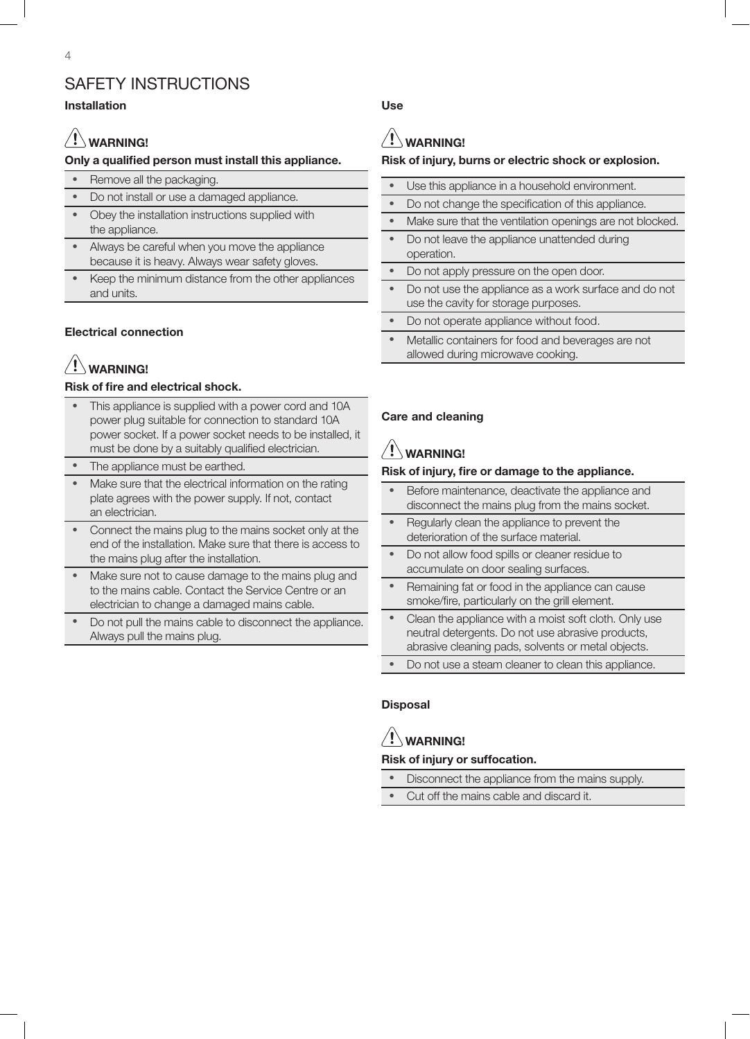# SAFETY INSTRUCTIONS

## Installation

**⚠ WARNING!**

**Only a qualified person must install this appliance.**

- Remove all the packaging.
- Do not install or use a damaged appliance.
- Obey the installation instructions supplied with the appliance.
- Always be careful when you move the appliance because it is heavy. Always wear safety gloves.
- Keep the minimum distance from the other appliances and units.

## Electrical connection

**⚠ WARNING!**

**Risk of fire and electrical shock.**

- This appliance is supplied with a power cord and 10A power plug suitable for connection to standard 10A power socket. If a power socket needs to be installed, it must be done by a suitably qualified electrician.
- The appliance must be earthed.
- Make sure that the electrical information on the rating plate agrees with the power supply. If not, contact an electrician.
- Connect the mains plug to the mains socket only at the end of the installation. Make sure that there is access to the mains plug after the installation.
- Make sure not to cause damage to the mains plug and to the mains cable. Contact the Service Centre or an electrician to change a damaged mains cable.
- Do not pull the mains cable to disconnect the appliance. Always pull the mains plug.

## Use

**⚠ WARNING!**

**Risk of injury, burns or electric shock or explosion.**

- Use this appliance in a household environment.
- Do not change the specification of this appliance.
- Make sure that the ventilation openings are not blocked.
- Do not leave the appliance unattended during operation.
- Do not apply pressure on the open door.
- Do not use the appliance as a work surface and do not use the cavity for storage purposes.
- Do not operate appliance without food.
- Metallic containers for food and beverages are not allowed during microwave cooking.

## Care and cleaning

**⚠ WARNING!**

**Risk of injury, fire or damage to the appliance.**

- Before maintenance, deactivate the appliance and disconnect the mains plug from the mains socket.
- Regularly clean the appliance to prevent the deterioration of the surface material.
- Do not allow food spills or cleaner residue to accumulate on door sealing surfaces.
- Remaining fat or food in the appliance can cause smoke/fire, particularly on the grill element.
- Clean the appliance with a moist soft cloth. Only use neutral detergents. Do not use abrasive products, abrasive cleaning pads, solvents or metal objects.
- Do not use a steam cleaner to clean this appliance.

## Disposal

**⚠ WARNING!**

**Risk of injury or suffocation.**

- Disconnect the appliance from the mains supply.
- Cut off the mains cable and discard it.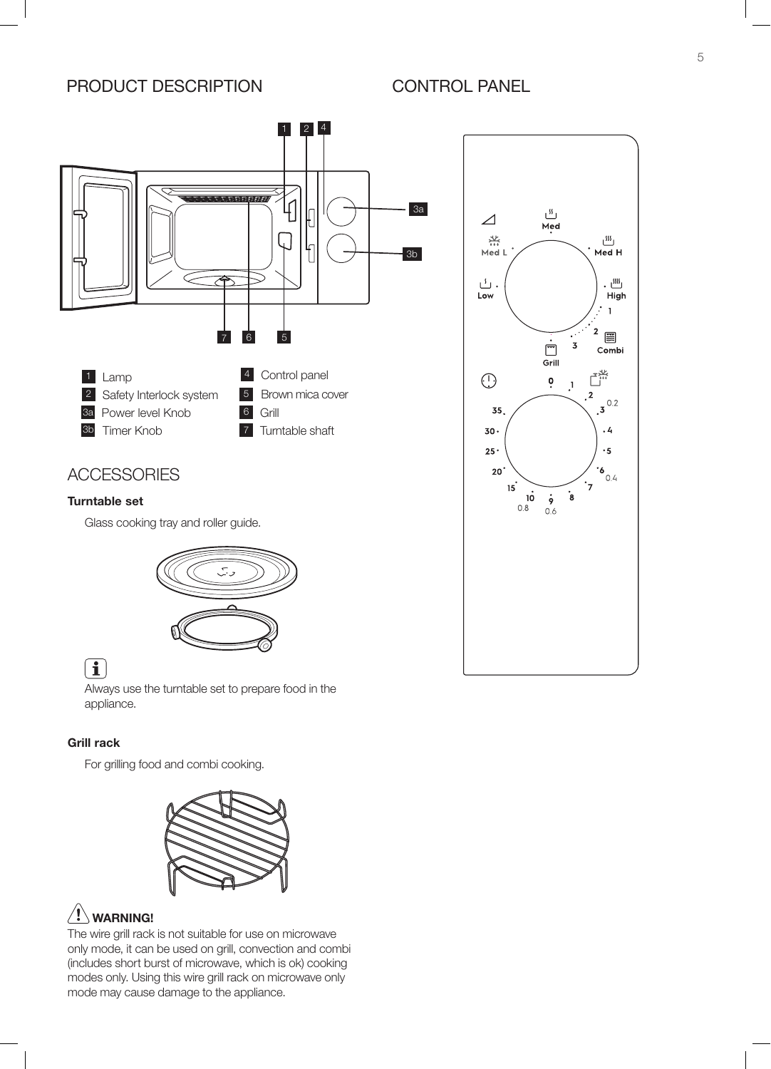## PRODUCT DESCRIPTION

- 1 Lamp
- 2 Safety Interlock system
- 3a Power level Knob
- 3b Timer Knob
- 4 Control panel
- 5 Brown mica cover
- 6 Grill
- 7 Turntable shaft

## ACCESSORIES

**Turntable set**

Glass cooking tray and roller guide.

Always use the turntable set to prepare food in the appliance.

**Grill rack**

For grilling food and combi cooking.

**WARNING!**

The wire grill rack is not suitable for use on microwave only mode, it can be used on grill, convection and combi (includes short burst of microwave, which is ok) cooking modes only. Using this wire grill rack on microwave only mode may cause damage to the appliance.

## CONTROL PANEL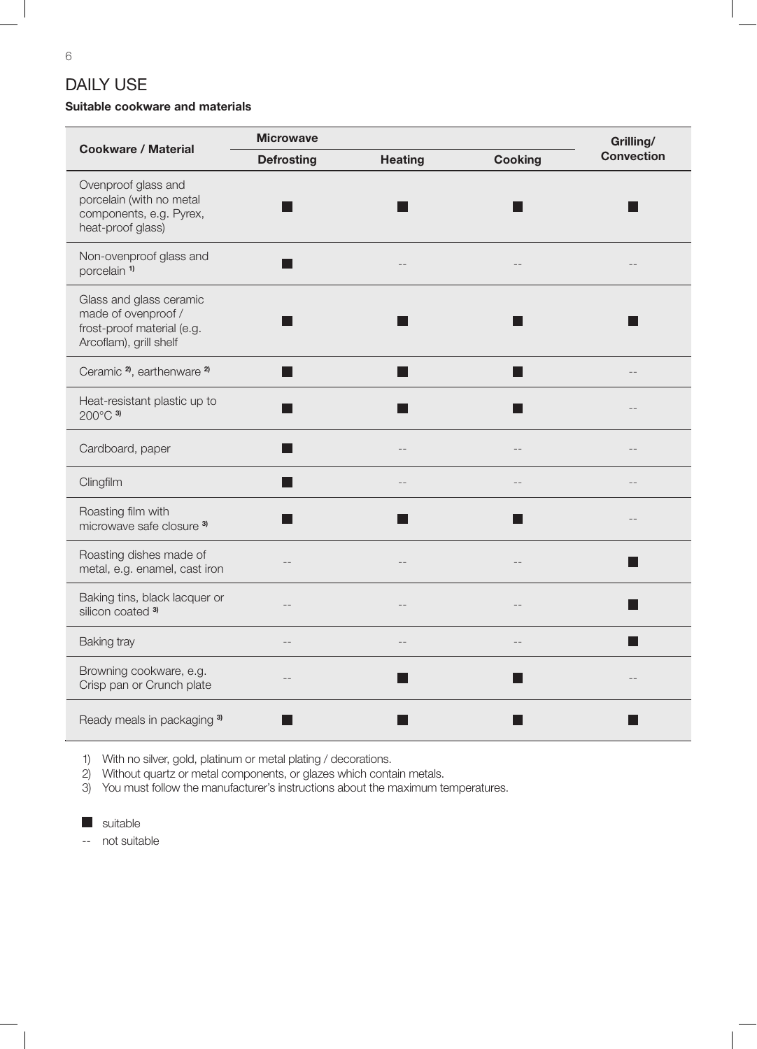## DAILY USE

**Suitable cookware and materials**

| Cookware / Material | Microwave | | | Grilling/ Convection |
|---|---|---|---|---|
| | Defrosting | Heating | Cooking | |
| Ovenproof glass and porcelain (with no metal components, e.g. Pyrex, heat-proof glass) | ■ | ■ | ■ | ■ |
| Non-ovenproof glass and porcelain [1] | ■ | -- | -- | -- |
| Glass and glass ceramic made of ovenproof / frost-proof material (e.g. Arcoflam), grill shelf | ■ | ■ | ■ | ■ |
| Ceramic [2], earthenware [2] | ■ | ■ | ■ | -- |
| Heat-resistant plastic up to 200°C [3] | ■ | ■ | ■ | -- |
| Cardboard, paper | ■ | -- | -- | -- |
| Clingfilm | ■ | -- | -- | -- |
| Roasting film with microwave safe closure [3] | ■ | ■ | ■ | -- |
| Roasting dishes made of metal, e.g. enamel, cast iron | -- | -- | -- | ■ |
| Baking tins, black lacquer or silicon coated [3] | -- | -- | -- | ■ |
| Baking tray | -- | -- | -- | ■ |
| Browning cookware, e.g. Crisp pan or Crunch plate | -- | ■ | ■ | -- |
| Ready meals in packaging [3] | ■ | ■ | ■ | ■ |

1) With no silver, gold, platinum or metal plating / decorations.
2) Without quartz or metal components, or glazes which contain metals.
3) You must follow the manufacturer's instructions about the maximum temperatures.

■ suitable

-- not suitable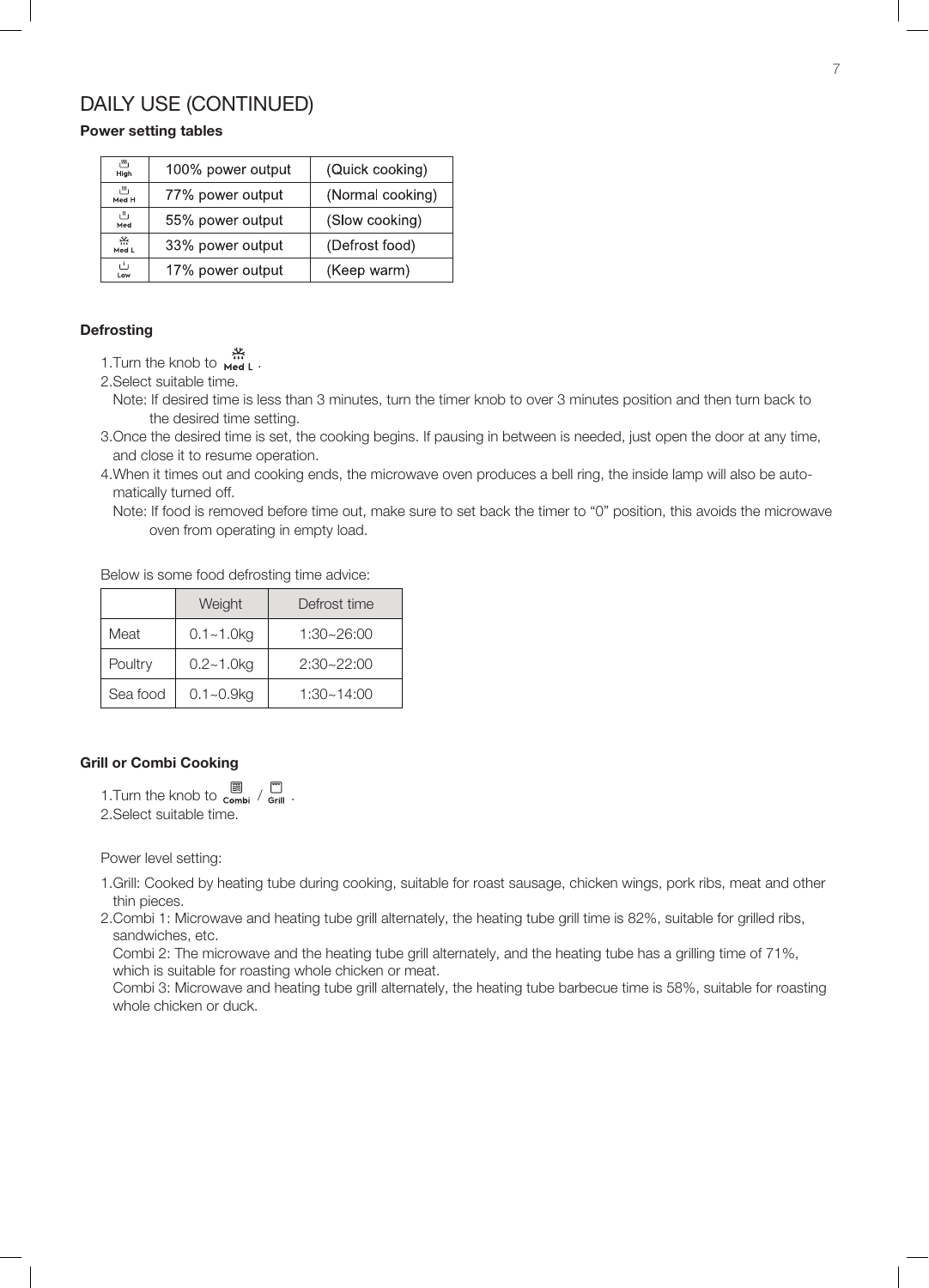# DAILY USE (CONTINUED)

**Power setting tables**

| | | |
|---|---|---|
| High | 100% power output | (Quick cooking) |
| Med H | 77% power output | (Normal cooking) |
| Med | 55% power output | (Slow cooking) |
| Med L | 33% power output | (Defrost food) |
| Low | 17% power output | (Keep warm) |

**Defrosting**

1. Turn the knob to Med L .
2. Select suitable time.
   Note: If desired time is less than 3 minutes, turn the timer knob to over 3 minutes position and then turn back to the desired time setting.
3. Once the desired time is set, the cooking begins. If pausing in between is needed, just open the door at any time, and close it to resume operation.
4. When it times out and cooking ends, the microwave oven produces a bell ring, the inside lamp will also be automatically turned off.
   Note: If food is removed before time out, make sure to set back the timer to "0" position, this avoids the microwave oven from operating in empty load.

Below is some food defrosting time advice:

| | Weight | Defrost time |
|---|---|---|
| Meat | 0.1~1.0kg | 1:30~26:00 |
| Poultry | 0.2~1.0kg | 2:30~22:00 |
| Sea food | 0.1~0.9kg | 1:30~14:00 |

**Grill or Combi Cooking**

1. Turn the knob to Combi / Grill .
2. Select suitable time.

Power level setting:

1. Grill: Cooked by heating tube during cooking, suitable for roast sausage, chicken wings, pork ribs, meat and other thin pieces.
2. Combi 1: Microwave and heating tube grill alternately, the heating tube grill time is 82%, suitable for grilled ribs, sandwiches, etc.
   Combi 2: The microwave and the heating tube grill alternately, and the heating tube has a grilling time of 71%, which is suitable for roasting whole chicken or meat.
   Combi 3: Microwave and heating tube grill alternately, the heating tube barbecue time is 58%, suitable for roasting whole chicken or duck.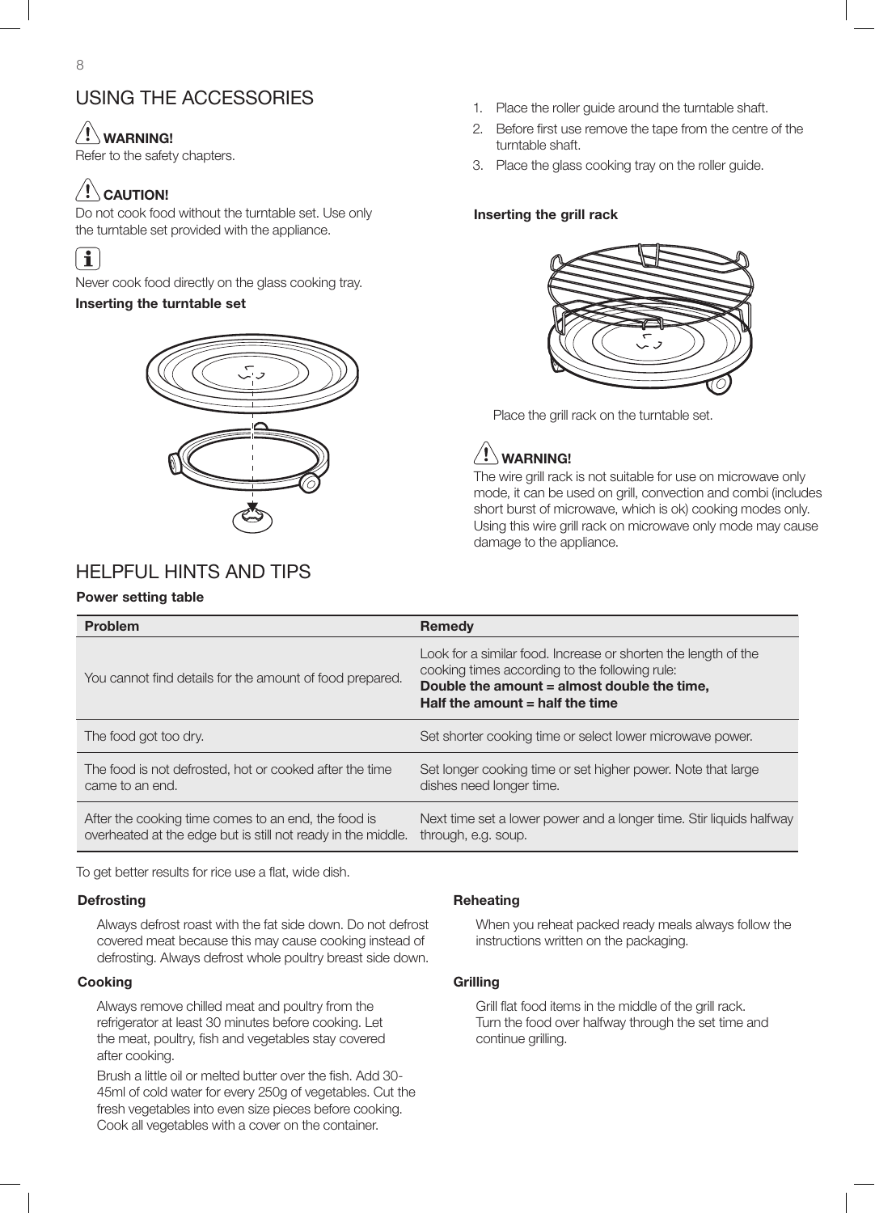## USING THE ACCESSORIES

**WARNING!**
Refer to the safety chapters.

**CAUTION!**
Do not cook food without the turntable set. Use only the turntable set provided with the appliance.

Never cook food directly on the glass cooking tray.

**Inserting the turntable set**

1. Place the roller guide around the turntable shaft.
2. Before first use remove the tape from the centre of the turntable shaft.
3. Place the glass cooking tray on the roller guide.

**Inserting the grill rack**

Place the grill rack on the turntable set.

**WARNING!**
The wire grill rack is not suitable for use on microwave only mode, it can be used on grill, convection and combi (includes short burst of microwave, which is ok) cooking modes only. Using this wire grill rack on microwave only mode may cause damage to the appliance.

## HELPFUL HINTS AND TIPS

**Power setting table**

| Problem | Remedy |
|---|---|
| You cannot find details for the amount of food prepared. | Look for a similar food. Increase or shorten the length of the cooking times according to the following rule: **Double the amount = almost double the time, Half the amount = half the time** |
| The food got too dry. | Set shorter cooking time or select lower microwave power. |
| The food is not defrosted, hot or cooked after the time came to an end. | Set longer cooking time or set higher power. Note that large dishes need longer time. |
| After the cooking time comes to an end, the food is overheated at the edge but is still not ready in the middle. | Next time set a lower power and a longer time. Stir liquids halfway through, e.g. soup. |

To get better results for rice use a flat, wide dish.

**Defrosting**

Always defrost roast with the fat side down. Do not defrost covered meat because this may cause cooking instead of defrosting. Always defrost whole poultry breast side down.

**Cooking**

Always remove chilled meat and poultry from the refrigerator at least 30 minutes before cooking. Let the meat, poultry, fish and vegetables stay covered after cooking.

Brush a little oil or melted butter over the fish. Add 30-45ml of cold water for every 250g of vegetables. Cut the fresh vegetables into even size pieces before cooking. Cook all vegetables with a cover on the container.

**Reheating**

When you reheat packed ready meals always follow the instructions written on the packaging.

**Grilling**

Grill flat food items in the middle of the grill rack. Turn the food over halfway through the set time and continue grilling.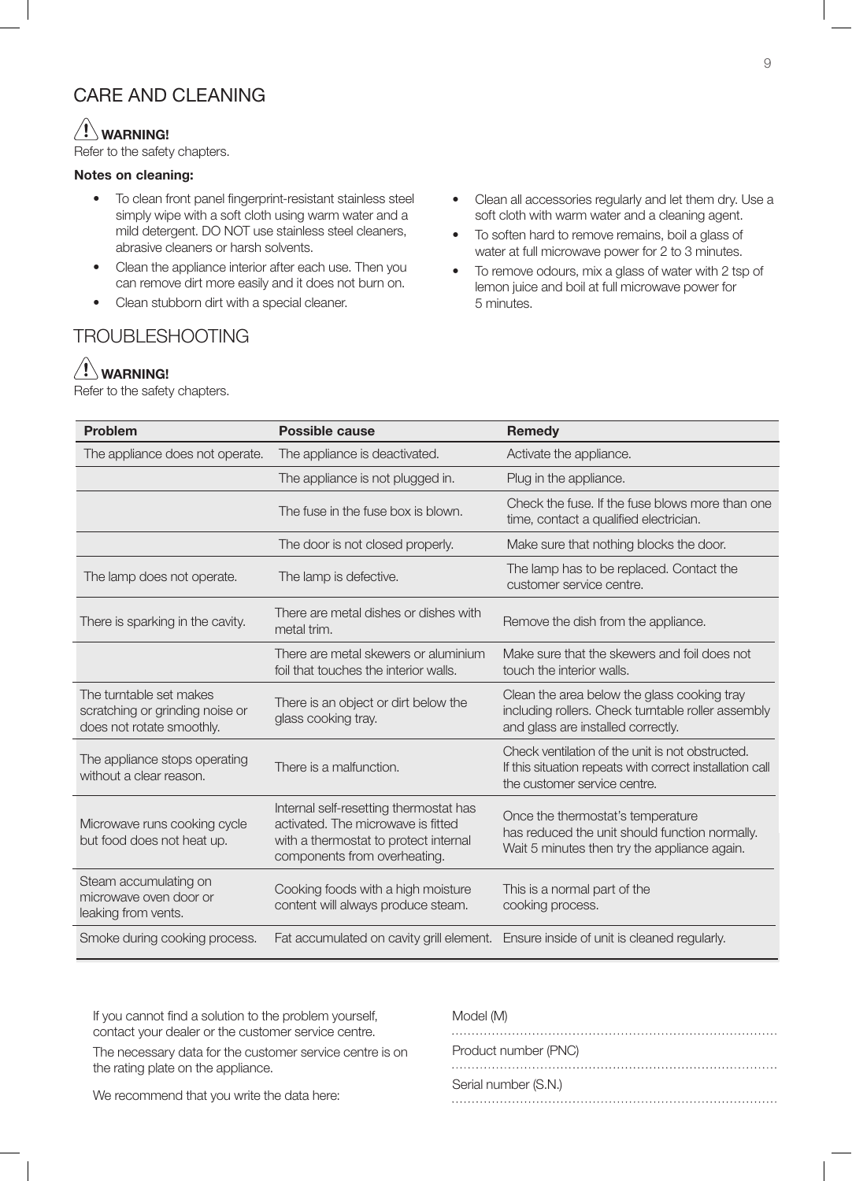## CARE AND CLEANING

**⚠ WARNING!**
Refer to the safety chapters.

**Notes on cleaning:**

- To clean front panel fingerprint-resistant stainless steel simply wipe with a soft cloth using warm water and a mild detergent. DO NOT use stainless steel cleaners, abrasive cleaners or harsh solvents.
- Clean the appliance interior after each use. Then you can remove dirt more easily and it does not burn on.
- Clean stubborn dirt with a special cleaner.
- Clean all accessories regularly and let them dry. Use a soft cloth with warm water and a cleaning agent.
- To soften hard to remove remains, boil a glass of water at full microwave power for 2 to 3 minutes.
- To remove odours, mix a glass of water with 2 tsp of lemon juice and boil at full microwave power for 5 minutes.

## TROUBLESHOOTING

**⚠ WARNING!**
Refer to the safety chapters.

| Problem | Possible cause | Remedy |
| --- | --- | --- |
| The appliance does not operate. | The appliance is deactivated. | Activate the appliance. |
| | The appliance is not plugged in. | Plug in the appliance. |
| | The fuse in the fuse box is blown. | Check the fuse. If the fuse blows more than one time, contact a qualified electrician. |
| | The door is not closed properly. | Make sure that nothing blocks the door. |
| The lamp does not operate. | The lamp is defective. | The lamp has to be replaced. Contact the customer service centre. |
| There is sparking in the cavity. | There are metal dishes or dishes with metal trim. | Remove the dish from the appliance. |
| | There are metal skewers or aluminium foil that touches the interior walls. | Make sure that the skewers and foil does not touch the interior walls. |
| The turntable set makes scratching or grinding noise or does not rotate smoothly. | There is an object or dirt below the glass cooking tray. | Clean the area below the glass cooking tray including rollers. Check turntable roller assembly and glass are installed correctly. |
| The appliance stops operating without a clear reason. | There is a malfunction. | Check ventilation of the unit is not obstructed. If this situation repeats with correct installation call the customer service centre. |
| Microwave runs cooking cycle but food does not heat up. | Internal self-resetting thermostat has activated. The microwave is fitted with a thermostat to protect internal components from overheating. | Once the thermostat's temperature has reduced the unit should function normally. Wait 5 minutes then try the appliance again. |
| Steam accumulating on microwave oven door or leaking from vents. | Cooking foods with a high moisture content will always produce steam. | This is a normal part of the cooking process. |
| Smoke during cooking process. | Fat accumulated on cavity grill element. | Ensure inside of unit is cleaned regularly. |

If you cannot find a solution to the problem yourself, contact your dealer or the customer service centre.

The necessary data for the customer service centre is on the rating plate on the appliance.

We recommend that you write the data here:

Model (M) ..............................................................................

Product number (PNC) ..............................................................................

Serial number (S.N.) ..............................................................................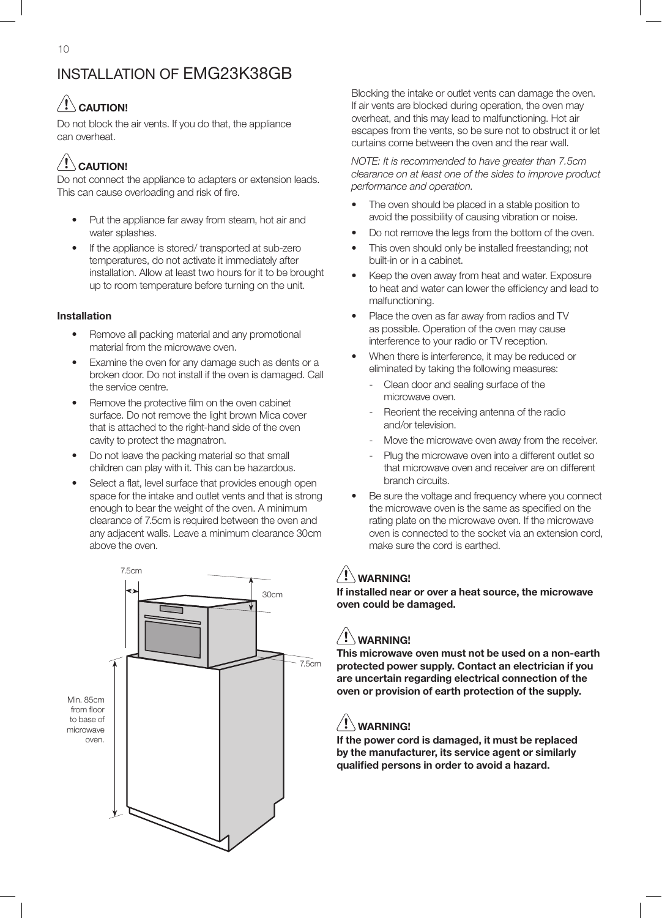# INSTALLATION OF EMG23K38GB

**CAUTION!**

Do not block the air vents. If you do that, the appliance can overheat.

**CAUTION!**

Do not connect the appliance to adapters or extension leads. This can cause overloading and risk of fire.

- Put the appliance far away from steam, hot air and water splashes.
- If the appliance is stored/ transported at sub-zero temperatures, do not activate it immediately after installation. Allow at least two hours for it to be brought up to room temperature before turning on the unit.

**Installation**

- Remove all packing material and any promotional material from the microwave oven.
- Examine the oven for any damage such as dents or a broken door. Do not install if the oven is damaged. Call the service centre.
- Remove the protective film on the oven cabinet surface. Do not remove the light brown Mica cover that is attached to the right-hand side of the oven cavity to protect the magnatron.
- Do not leave the packing material so that small children can play with it. This can be hazardous.
- Select a flat, level surface that provides enough open space for the intake and outlet vents and that is strong enough to bear the weight of the oven. A minimum clearance of 7.5cm is required between the oven and any adjacent walls. Leave a minimum clearance 30cm above the oven.

7.5cm

30cm

7.5cm

Min. 85cm from floor to base of microwave oven.

Blocking the intake or outlet vents can damage the oven. If air vents are blocked during operation, the oven may overheat, and this may lead to malfunctioning. Hot air escapes from the vents, so be sure not to obstruct it or let curtains come between the oven and the rear wall.

*NOTE: It is recommended to have greater than 7.5cm clearance on at least one of the sides to improve product performance and operation.*

- The oven should be placed in a stable position to avoid the possibility of causing vibration or noise.
- Do not remove the legs from the bottom of the oven.
- This oven should only be installed freestanding; not built-in or in a cabinet.
- Keep the oven away from heat and water. Exposure to heat and water can lower the efficiency and lead to malfunctioning.
- Place the oven as far away from radios and TV as possible. Operation of the oven may cause interference to your radio or TV reception.
- When there is interference, it may be reduced or eliminated by taking the following measures:
  - Clean door and sealing surface of the microwave oven.
  - Reorient the receiving antenna of the radio and/or television.
  - Move the microwave oven away from the receiver.
  - Plug the microwave oven into a different outlet so that microwave oven and receiver are on different branch circuits.
- Be sure the voltage and frequency where you connect the microwave oven is the same as specified on the rating plate on the microwave oven. If the microwave oven is connected to the socket via an extension cord, make sure the cord is earthed.

**WARNING!**

**If installed near or over a heat source, the microwave oven could be damaged.**

**WARNING!**

**This microwave oven must not be used on a non-earth protected power supply. Contact an electrician if you are uncertain regarding electrical connection of the oven or provision of earth protection of the supply.**

**WARNING!**

**If the power cord is damaged, it must be replaced by the manufacturer, its service agent or similarly qualified persons in order to avoid a hazard.**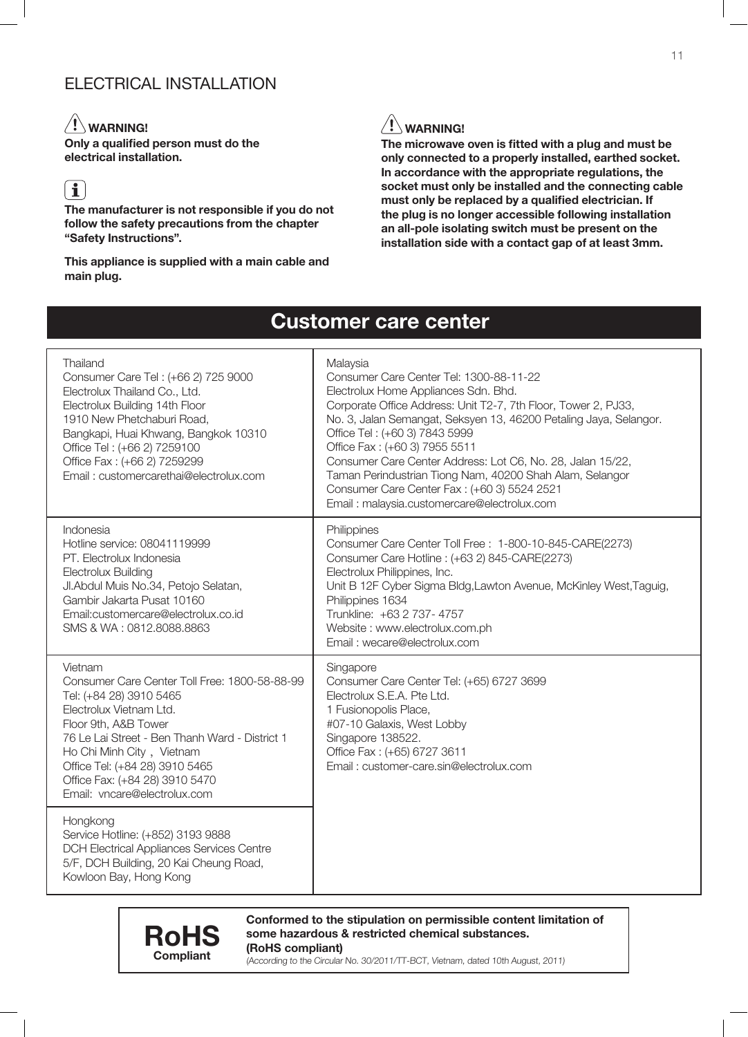## ELECTRICAL INSTALLATION

**WARNING!**

**Only a qualified person must do the electrical installation.**

**The manufacturer is not responsible if you do not follow the safety precautions from the chapter "Safety Instructions".**

**This appliance is supplied with a main cable and main plug.**

**WARNING!**

**The microwave oven is fitted with a plug and must be only connected to a properly installed, earthed socket. In accordance with the appropriate regulations, the socket must only be installed and the connecting cable must only be replaced by a qualified electrician. If the plug is no longer accessible following installation an all-pole isolating switch must be present on the installation side with a contact gap of at least 3mm.**

## Customer care center

| | |
|---|---|
| Thailand<br>Consumer Care Tel : (+66 2) 725 9000<br>Electrolux Thailand Co., Ltd.<br>Electrolux Building 14th Floor<br>1910 New Phetchaburi Road,<br>Bangkapi, Huai Khwang, Bangkok 10310<br>Office Tel : (+66 2) 7259100<br>Office Fax : (+66 2) 7259299<br>Email : customercarethai@electrolux.com | Malaysia<br>Consumer Care Center Tel: 1300-88-11-22<br>Electrolux Home Appliances Sdn. Bhd.<br>Corporate Office Address: Unit T2-7, 7th Floor, Tower 2, PJ33,<br>No. 3, Jalan Semangat, Seksyen 13, 46200 Petaling Jaya, Selangor.<br>Office Tel : (+60 3) 7843 5999<br>Office Fax : (+60 3) 7955 5511<br>Consumer Care Center Address: Lot C6, No. 28, Jalan 15/22,<br>Taman Perindustrian Tiong Nam, 40200 Shah Alam, Selangor<br>Consumer Care Center Fax : (+60 3) 5524 2521<br>Email : malaysia.customercare@electrolux.com |
| Indonesia<br>Hotline service: 08041119999<br>PT. Electrolux Indonesia<br>Electrolux Building<br>Jl.Abdul Muis No.34, Petojo Selatan,<br>Gambir Jakarta Pusat 10160<br>Email:customercare@electrolux.co.id<br>SMS & WA : 0812.8088.8863 | Philippines<br>Consumer Care Center Toll Free : 1-800-10-845-CARE(2273)<br>Consumer Care Hotline : (+63 2) 845-CARE(2273)<br>Electrolux Philippines, Inc.<br>Unit B 12F Cyber Sigma Bldg,Lawton Avenue, McKinley West,Taguig,<br>Philippines 1634<br>Trunkline: +63 2 737- 4757<br>Website : www.electrolux.com.ph<br>Email : wecare@electrolux.com |
| Vietnam<br>Consumer Care Center Toll Free: 1800-58-88-99<br>Tel: (+84 28) 3910 5465<br>Electrolux Vietnam Ltd.<br>Floor 9th, A&B Tower<br>76 Le Lai Street - Ben Thanh Ward - District 1<br>Ho Chi Minh City , Vietnam<br>Office Tel: (+84 28) 3910 5465<br>Office Fax: (+84 28) 3910 5470<br>Email: vncare@electrolux.com | Singapore<br>Consumer Care Center Tel: (+65) 6727 3699<br>Electrolux S.E.A. Pte Ltd.<br>1 Fusionopolis Place,<br>#07-10 Galaxis, West Lobby<br>Singapore 138522.<br>Office Fax : (+65) 6727 3611<br>Email : customer-care.sin@electrolux.com |
| Hongkong<br>Service Hotline: (+852) 3193 9888<br>DCH Electrical Appliances Services Centre<br>5/F, DCH Building, 20 Kai Cheung Road,<br>Kowloon Bay, Hong Kong | |

**RoHS Compliant**

**Conformed to the stipulation on permissible content limitation of some hazardous & restricted chemical substances. (RoHS compliant)**

*(According to the Circular No. 30/2011/TT-BCT, Vietnam, dated 10th August, 2011)*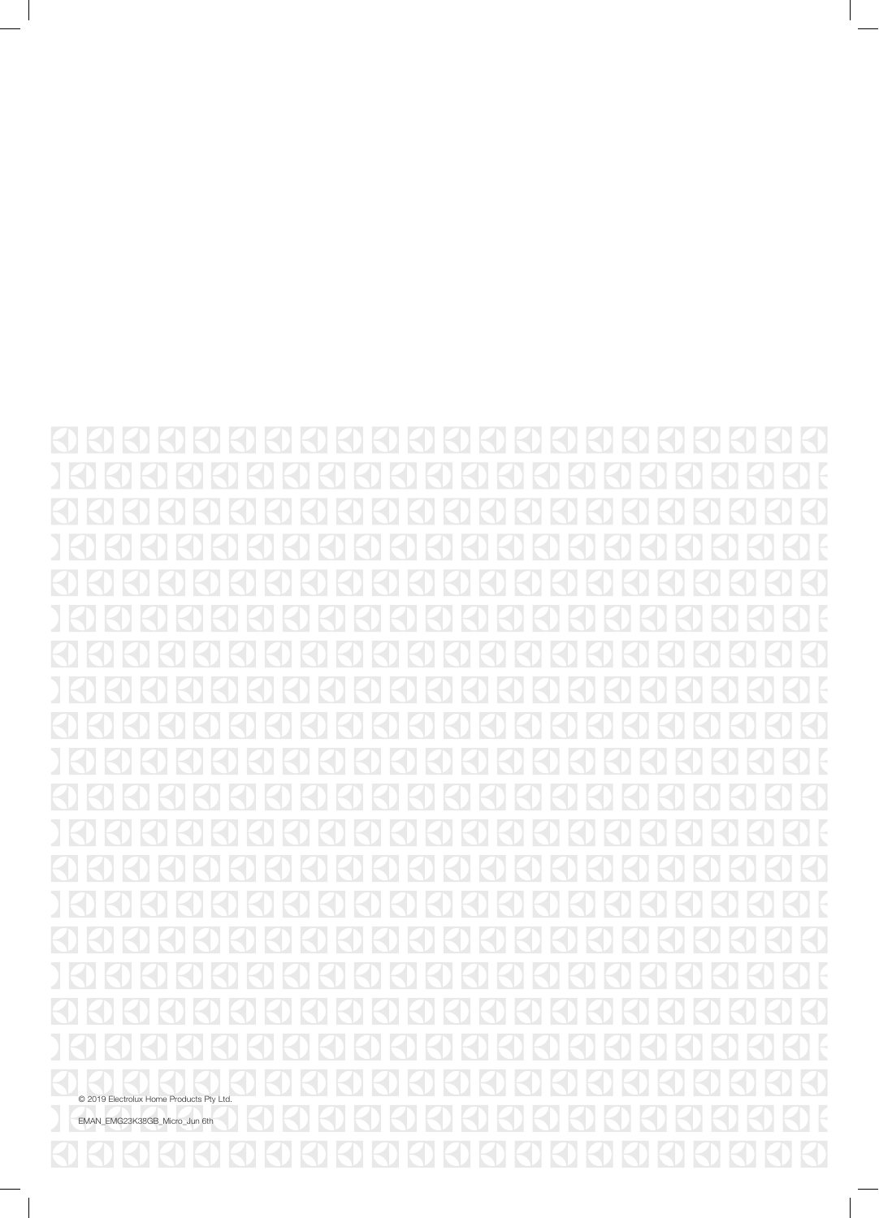© 2019 Electrolux Home Products Pty Ltd.

EMAN_EMG23K38GB_Micro_Jun 6th